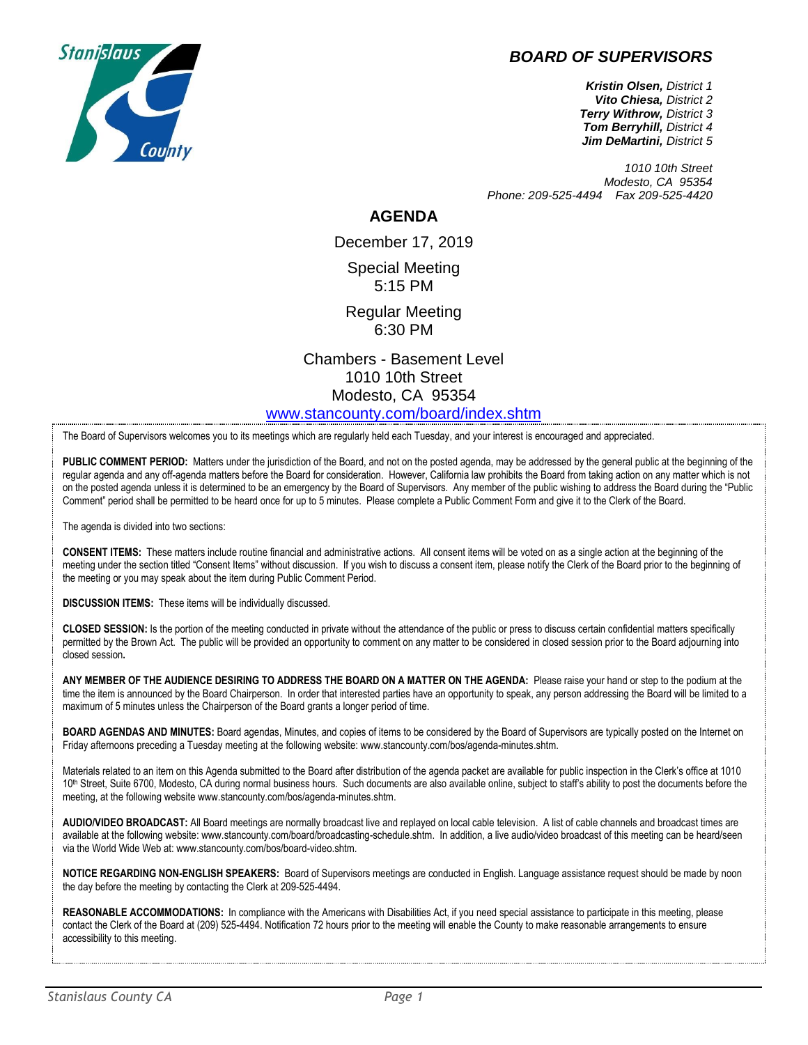# BOARD OF SUPERVISORS

***Kristin Olsen,*** *District 1*
***Vito Chiesa,*** *District 2*
***Terry Withrow,*** *District 3*
***Tom Berryhill,*** *District 4*
***Jim DeMartini,*** *District 5*

*1010 10th Street*
*Modesto, CA 95354*
*Phone: 209-525-4494 Fax 209-525-4420*

## AGENDA

December 17, 2019

Special Meeting
5:15 PM

Regular Meeting
6:30 PM

Chambers - Basement Level
1010 10th Street
Modesto, CA 95354
www.stancounty.com/board/index.shtm

The Board of Supervisors welcomes you to its meetings which are regularly held each Tuesday, and your interest is encouraged and appreciated.

**PUBLIC COMMENT PERIOD:** Matters under the jurisdiction of the Board, and not on the posted agenda, may be addressed by the general public at the beginning of the regular agenda and any off-agenda matters before the Board for consideration. However, California law prohibits the Board from taking action on any matter which is not on the posted agenda unless it is determined to be an emergency by the Board of Supervisors. Any member of the public wishing to address the Board during the "Public Comment" period shall be permitted to be heard once for up to 5 minutes. Please complete a Public Comment Form and give it to the Clerk of the Board.

The agenda is divided into two sections:

**CONSENT ITEMS:** These matters include routine financial and administrative actions. All consent items will be voted on as a single action at the beginning of the meeting under the section titled "Consent Items" without discussion. If you wish to discuss a consent item, please notify the Clerk of the Board prior to the beginning of the meeting or you may speak about the item during Public Comment Period.

**DISCUSSION ITEMS:** These items will be individually discussed.

**CLOSED SESSION:** Is the portion of the meeting conducted in private without the attendance of the public or press to discuss certain confidential matters specifically permitted by the Brown Act. The public will be provided an opportunity to comment on any matter to be considered in closed session prior to the Board adjourning into closed session**.**

**ANY MEMBER OF THE AUDIENCE DESIRING TO ADDRESS THE BOARD ON A MATTER ON THE AGENDA:** Please raise your hand or step to the podium at the time the item is announced by the Board Chairperson. In order that interested parties have an opportunity to speak, any person addressing the Board will be limited to a maximum of 5 minutes unless the Chairperson of the Board grants a longer period of time.

**BOARD AGENDAS AND MINUTES:** Board agendas, Minutes, and copies of items to be considered by the Board of Supervisors are typically posted on the Internet on Friday afternoons preceding a Tuesday meeting at the following website: www.stancounty.com/bos/agenda-minutes.shtm.

Materials related to an item on this Agenda submitted to the Board after distribution of the agenda packet are available for public inspection in the Clerk's office at 1010 10th Street, Suite 6700, Modesto, CA during normal business hours. Such documents are also available online, subject to staff's ability to post the documents before the meeting, at the following website www.stancounty.com/bos/agenda-minutes.shtm.

**AUDIO/VIDEO BROADCAST:** All Board meetings are normally broadcast live and replayed on local cable television. A list of cable channels and broadcast times are available at the following website: www.stancounty.com/board/broadcasting-schedule.shtm. In addition, a live audio/video broadcast of this meeting can be heard/seen via the World Wide Web at: www.stancounty.com/bos/board-video.shtm.

**NOTICE REGARDING NON-ENGLISH SPEAKERS:** Board of Supervisors meetings are conducted in English. Language assistance request should be made by noon the day before the meeting by contacting the Clerk at 209-525-4494.

**REASONABLE ACCOMMODATIONS:** In compliance with the Americans with Disabilities Act, if you need special assistance to participate in this meeting, please contact the Clerk of the Board at (209) 525-4494. Notification 72 hours prior to the meeting will enable the County to make reasonable arrangements to ensure accessibility to this meeting.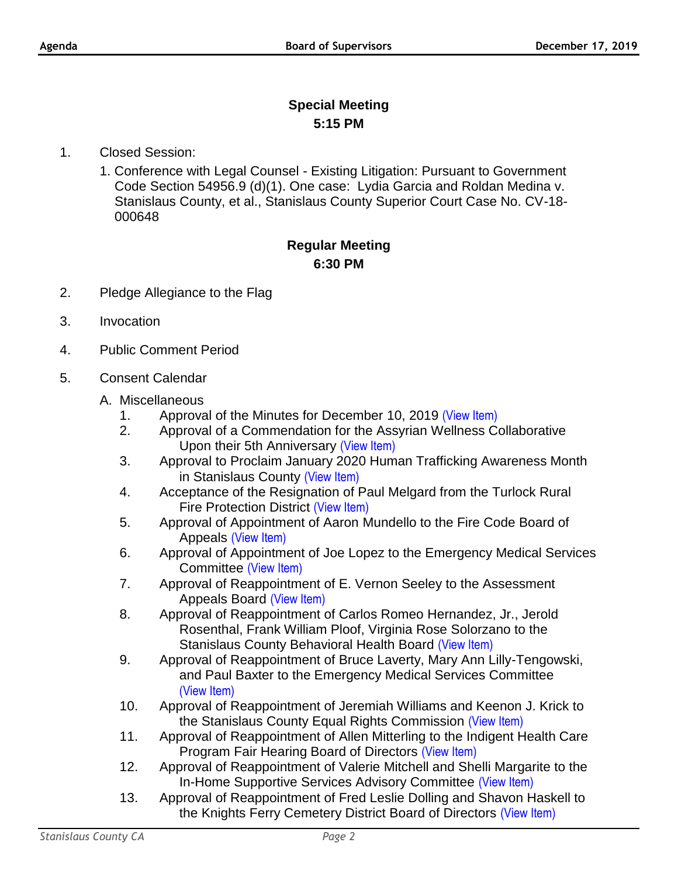## Special Meeting
### 5:15 PM

1. Closed Session:
   1. Conference with Legal Counsel - Existing Litigation: Pursuant to Government Code Section 54956.9 (d)(1). One case: Lydia Garcia and Roldan Medina v. Stanislaus County, et al., Stanislaus County Superior Court Case No. CV-18-000648

## Regular Meeting
### 6:30 PM

2. Pledge Allegiance to the Flag
3. Invocation
4. Public Comment Period
5. Consent Calendar

   A. Miscellaneous
   1. Approval of the Minutes for December 10, 2019 (View Item)
   2. Approval of a Commendation for the Assyrian Wellness Collaborative Upon their 5th Anniversary (View Item)
   3. Approval to Proclaim January 2020 Human Trafficking Awareness Month in Stanislaus County (View Item)
   4. Acceptance of the Resignation of Paul Melgard from the Turlock Rural Fire Protection District (View Item)
   5. Approval of Appointment of Aaron Mundello to the Fire Code Board of Appeals (View Item)
   6. Approval of Appointment of Joe Lopez to the Emergency Medical Services Committee (View Item)
   7. Approval of Reappointment of E. Vernon Seeley to the Assessment Appeals Board (View Item)
   8. Approval of Reappointment of Carlos Romeo Hernandez, Jr., Jerold Rosenthal, Frank William Ploof, Virginia Rose Solorzano to the Stanislaus County Behavioral Health Board (View Item)
   9. Approval of Reappointment of Bruce Laverty, Mary Ann Lilly-Tengowski, and Paul Baxter to the Emergency Medical Services Committee (View Item)
   10. Approval of Reappointment of Jeremiah Williams and Keenon J. Krick to the Stanislaus County Equal Rights Commission (View Item)
   11. Approval of Reappointment of Allen Mitterling to the Indigent Health Care Program Fair Hearing Board of Directors (View Item)
   12. Approval of Reappointment of Valerie Mitchell and Shelli Margarite to the In-Home Supportive Services Advisory Committee (View Item)
   13. Approval of Reappointment of Fred Leslie Dolling and Shavon Haskell to the Knights Ferry Cemetery District Board of Directors (View Item)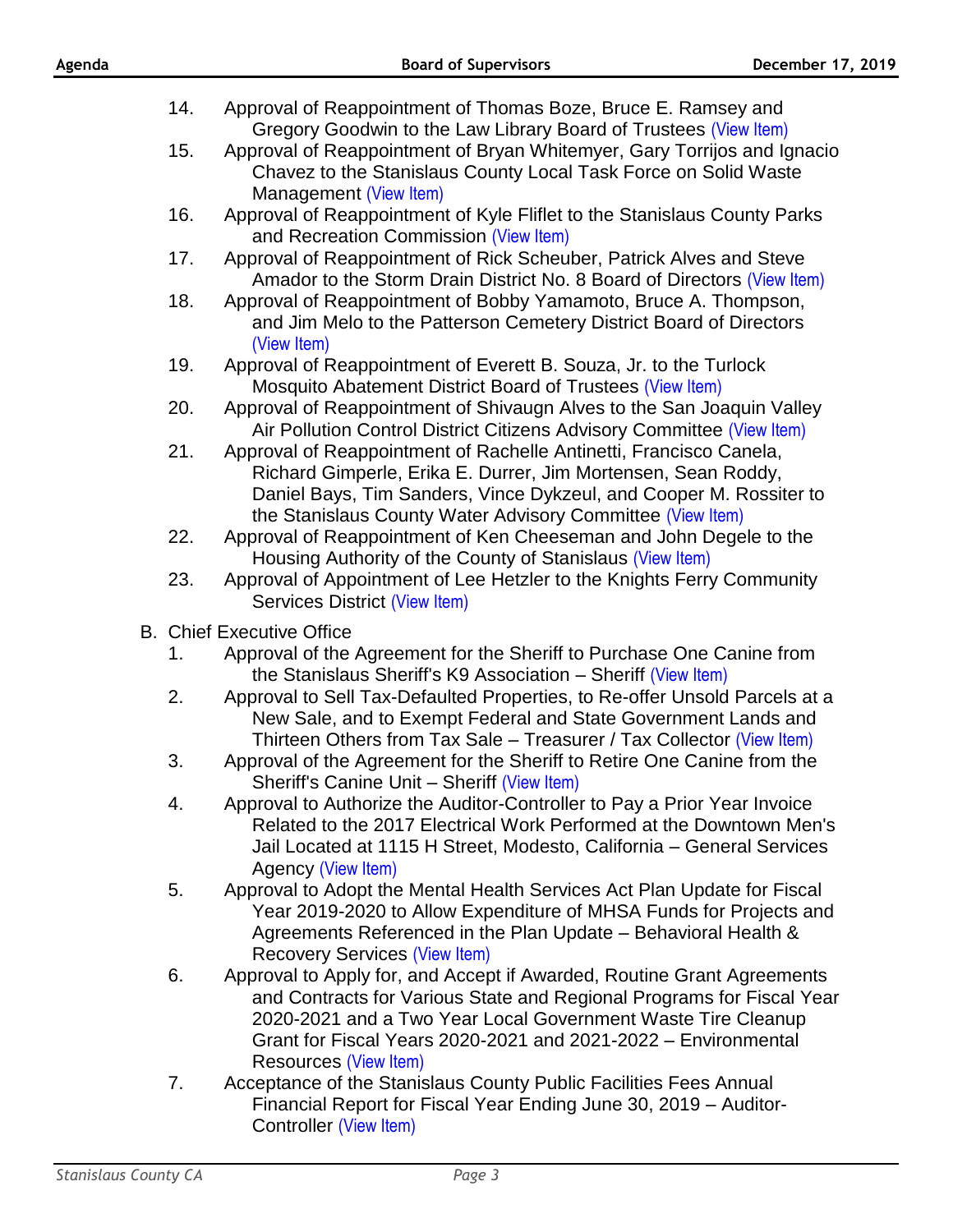14. Approval of Reappointment of Thomas Boze, Bruce E. Ramsey and Gregory Goodwin to the Law Library Board of Trustees (View Item)
15. Approval of Reappointment of Bryan Whitemyer, Gary Torrijos and Ignacio Chavez to the Stanislaus County Local Task Force on Solid Waste Management (View Item)
16. Approval of Reappointment of Kyle Fliflet to the Stanislaus County Parks and Recreation Commission (View Item)
17. Approval of Reappointment of Rick Scheuber, Patrick Alves and Steve Amador to the Storm Drain District No. 8 Board of Directors (View Item)
18. Approval of Reappointment of Bobby Yamamoto, Bruce A. Thompson, and Jim Melo to the Patterson Cemetery District Board of Directors (View Item)
19. Approval of Reappointment of Everett B. Souza, Jr. to the Turlock Mosquito Abatement District Board of Trustees (View Item)
20. Approval of Reappointment of Shivaugn Alves to the San Joaquin Valley Air Pollution Control District Citizens Advisory Committee (View Item)
21. Approval of Reappointment of Rachelle Antinetti, Francisco Canela, Richard Gimperle, Erika E. Durrer, Jim Mortensen, Sean Roddy, Daniel Bays, Tim Sanders, Vince Dykzeul, and Cooper M. Rossiter to the Stanislaus County Water Advisory Committee (View Item)
22. Approval of Reappointment of Ken Cheeseman and John Degele to the Housing Authority of the County of Stanislaus (View Item)
23. Approval of Appointment of Lee Hetzler to the Knights Ferry Community Services District (View Item)

B. Chief Executive Office

1. Approval of the Agreement for the Sheriff to Purchase One Canine from the Stanislaus Sheriff's K9 Association – Sheriff (View Item)
2. Approval to Sell Tax-Defaulted Properties, to Re-offer Unsold Parcels at a New Sale, and to Exempt Federal and State Government Lands and Thirteen Others from Tax Sale – Treasurer / Tax Collector (View Item)
3. Approval of the Agreement for the Sheriff to Retire One Canine from the Sheriff's Canine Unit – Sheriff (View Item)
4. Approval to Authorize the Auditor-Controller to Pay a Prior Year Invoice Related to the 2017 Electrical Work Performed at the Downtown Men's Jail Located at 1115 H Street, Modesto, California – General Services Agency (View Item)
5. Approval to Adopt the Mental Health Services Act Plan Update for Fiscal Year 2019-2020 to Allow Expenditure of MHSA Funds for Projects and Agreements Referenced in the Plan Update – Behavioral Health & Recovery Services (View Item)
6. Approval to Apply for, and Accept if Awarded, Routine Grant Agreements and Contracts for Various State and Regional Programs for Fiscal Year 2020-2021 and a Two Year Local Government Waste Tire Cleanup Grant for Fiscal Years 2020-2021 and 2021-2022 – Environmental Resources (View Item)
7. Acceptance of the Stanislaus County Public Facilities Fees Annual Financial Report for Fiscal Year Ending June 30, 2019 – Auditor-Controller (View Item)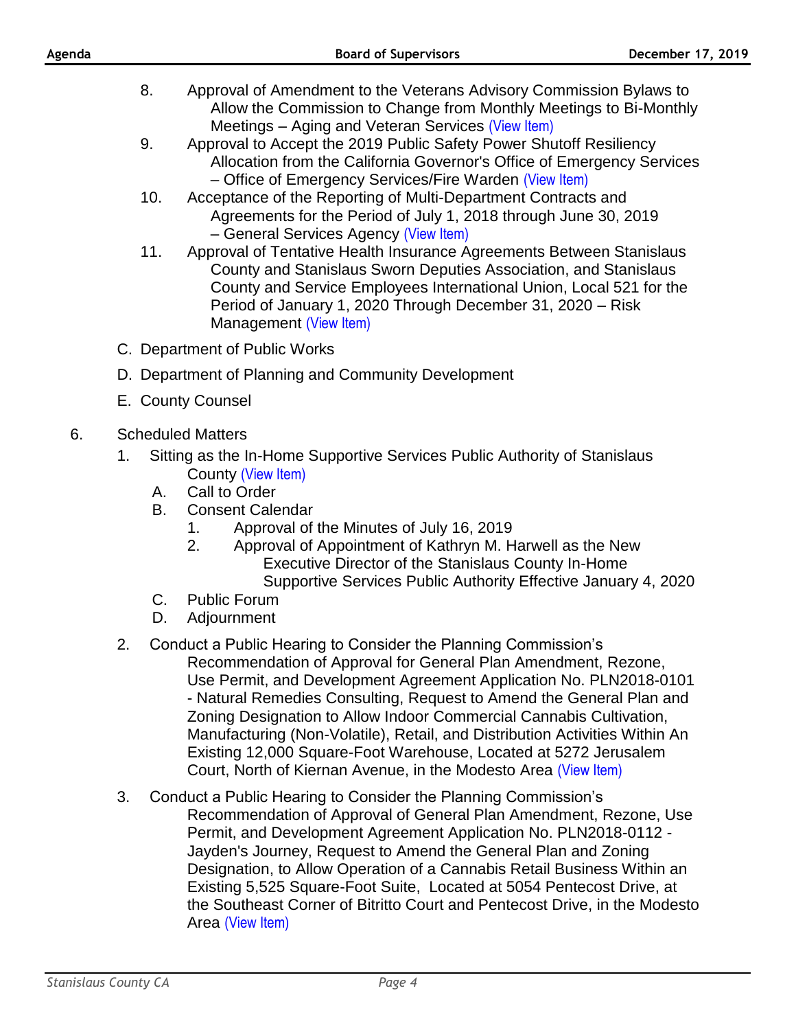8. Approval of Amendment to the Veterans Advisory Commission Bylaws to Allow the Commission to Change from Monthly Meetings to Bi-Monthly Meetings – Aging and Veteran Services (View Item)
9. Approval to Accept the 2019 Public Safety Power Shutoff Resiliency Allocation from the California Governor's Office of Emergency Services – Office of Emergency Services/Fire Warden (View Item)
10. Acceptance of the Reporting of Multi-Department Contracts and Agreements for the Period of July 1, 2018 through June 30, 2019 – General Services Agency (View Item)
11. Approval of Tentative Health Insurance Agreements Between Stanislaus County and Stanislaus Sworn Deputies Association, and Stanislaus County and Service Employees International Union, Local 521 for the Period of January 1, 2020 Through December 31, 2020 – Risk Management (View Item)

C. Department of Public Works

D. Department of Planning and Community Development

E. County Counsel

6. Scheduled Matters
   1. Sitting as the In-Home Supportive Services Public Authority of Stanislaus County (View Item)
      A. Call to Order
      B. Consent Calendar
         1. Approval of the Minutes of July 16, 2019
         2. Approval of Appointment of Kathryn M. Harwell as the New Executive Director of the Stanislaus County In-Home Supportive Services Public Authority Effective January 4, 2020
      C. Public Forum
      D. Adjournment
   2. Conduct a Public Hearing to Consider the Planning Commission's Recommendation of Approval for General Plan Amendment, Rezone, Use Permit, and Development Agreement Application No. PLN2018-0101 - Natural Remedies Consulting, Request to Amend the General Plan and Zoning Designation to Allow Indoor Commercial Cannabis Cultivation, Manufacturing (Non-Volatile), Retail, and Distribution Activities Within An Existing 12,000 Square-Foot Warehouse, Located at 5272 Jerusalem Court, North of Kiernan Avenue, in the Modesto Area (View Item)
   3. Conduct a Public Hearing to Consider the Planning Commission's Recommendation of Approval of General Plan Amendment, Rezone, Use Permit, and Development Agreement Application No. PLN2018-0112 - Jayden's Journey, Request to Amend the General Plan and Zoning Designation, to Allow Operation of a Cannabis Retail Business Within an Existing 5,525 Square-Foot Suite, Located at 5054 Pentecost Drive, at the Southeast Corner of Bitritto Court and Pentecost Drive, in the Modesto Area (View Item)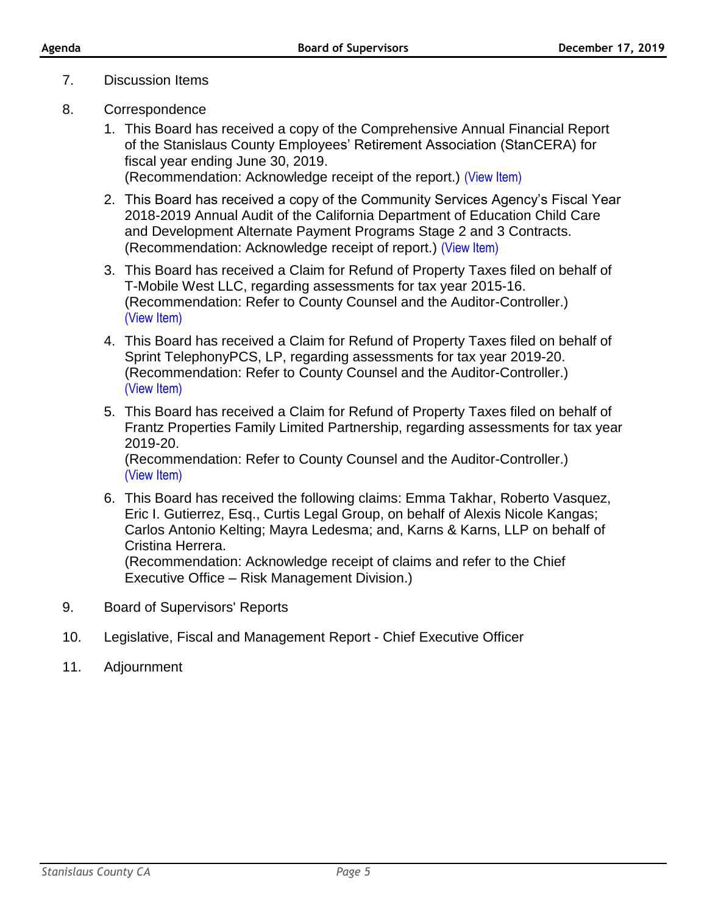7. Discussion Items

8. Correspondence

   1. This Board has received a copy of the Comprehensive Annual Financial Report of the Stanislaus County Employees' Retirement Association (StanCERA) for fiscal year ending June 30, 2019.
      (Recommendation: Acknowledge receipt of the report.) (View Item)

   2. This Board has received a copy of the Community Services Agency's Fiscal Year 2018-2019 Annual Audit of the California Department of Education Child Care and Development Alternate Payment Programs Stage 2 and 3 Contracts.
      (Recommendation: Acknowledge receipt of report.) (View Item)

   3. This Board has received a Claim for Refund of Property Taxes filed on behalf of T-Mobile West LLC, regarding assessments for tax year 2015-16.
      (Recommendation: Refer to County Counsel and the Auditor-Controller.) (View Item)

   4. This Board has received a Claim for Refund of Property Taxes filed on behalf of Sprint TelephonyPCS, LP, regarding assessments for tax year 2019-20.
      (Recommendation: Refer to County Counsel and the Auditor-Controller.) (View Item)

   5. This Board has received a Claim for Refund of Property Taxes filed on behalf of Frantz Properties Family Limited Partnership, regarding assessments for tax year 2019-20.
      (Recommendation: Refer to County Counsel and the Auditor-Controller.) (View Item)

   6. This Board has received the following claims: Emma Takhar, Roberto Vasquez, Eric I. Gutierrez, Esq., Curtis Legal Group, on behalf of Alexis Nicole Kangas; Carlos Antonio Kelting; Mayra Ledesma; and, Karns & Karns, LLP on behalf of Cristina Herrera.
      (Recommendation: Acknowledge receipt of claims and refer to the Chief Executive Office – Risk Management Division.)

9. Board of Supervisors' Reports

10. Legislative, Fiscal and Management Report - Chief Executive Officer

11. Adjournment